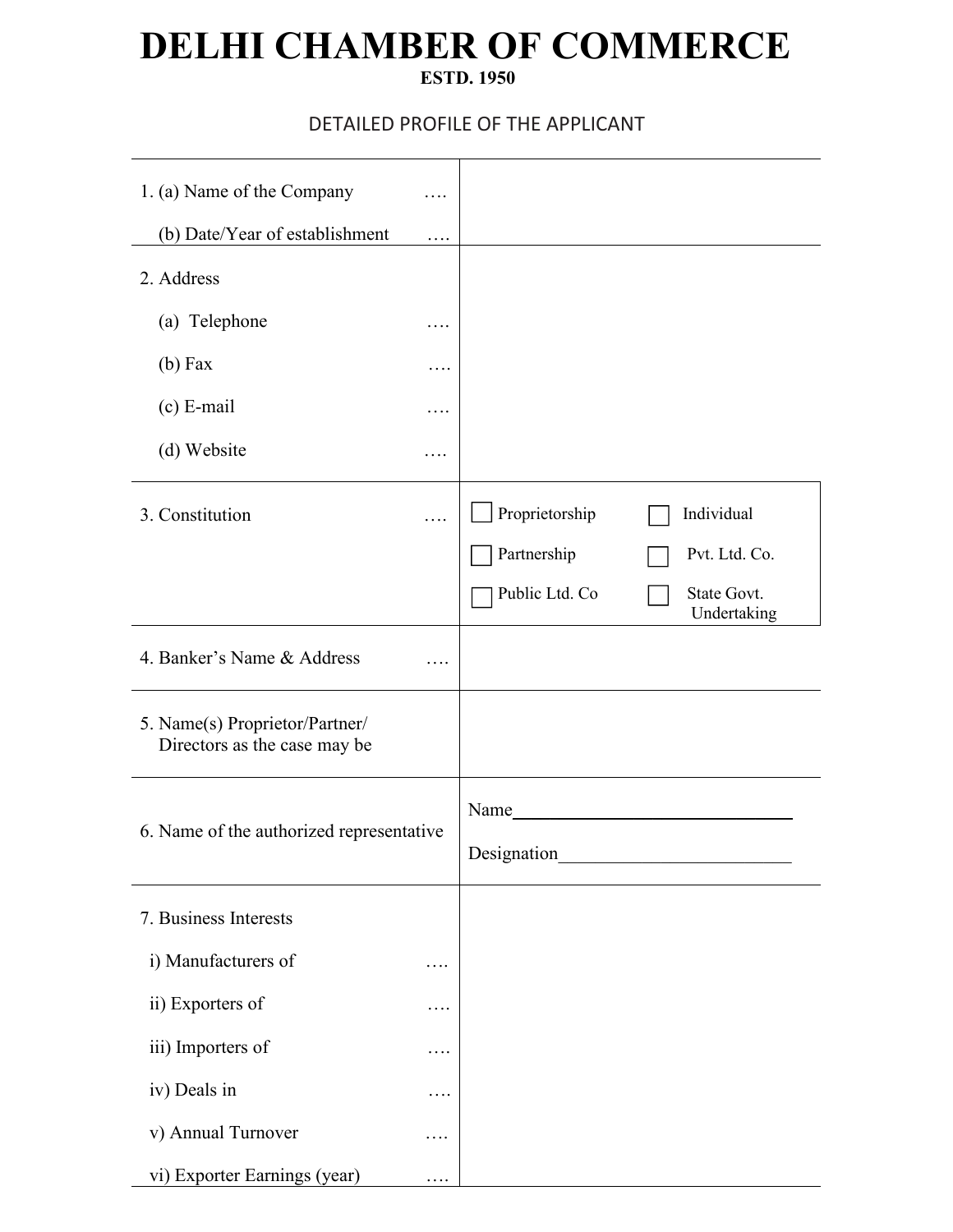# DELHI CHAMBER OF COMMERCE

**ESTD. 1950**

DETAILED PROFILE OF THE APPLICANT

| | |
|---|---|
| 1. (a) Name of the Company …. <br> (b) Date/Year of establishment …. | |
| 2. Address <br> (a) Telephone …. <br> (b) Fax …. <br> (c) E-mail …. <br> (d) Website …. | |
| 3. Constitution …. | ☐ Proprietorship ☐ Individual <br> ☐ Partnership ☐ Pvt. Ltd. Co. <br> ☐ Public Ltd. Co ☐ State Govt. Undertaking |
| 4. Banker's Name & Address …. | |
| 5. Name(s) Proprietor/Partner/ Directors as the case may be | |
| 6. Name of the authorized representative | Name_______________ <br> Designation_______________ |
| 7. Business Interests <br> i) Manufacturers of …. <br> ii) Exporters of …. <br> iii) Importers of …. <br> iv) Deals in …. <br> v) Annual Turnover …. <br> vi) Exporter Earnings (year) …. | |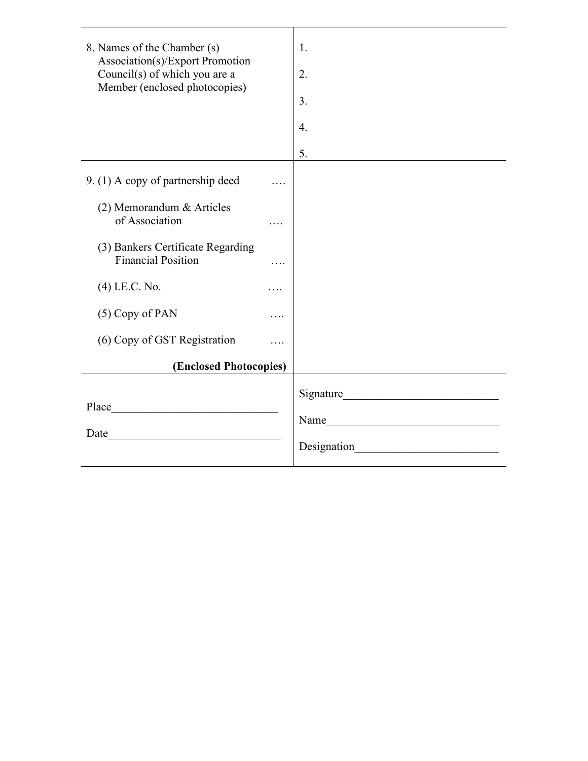| | |
|---|---|
| 8. Names of the Chamber (s) Association(s)/Export Promotion Council(s) of which you are a Member (enclosed photocopies) | 1.<br><br>2.<br><br>3.<br><br>4.<br><br>5. |
| 9. (1) A copy of partnership deed ….<br><br>(2) Memorandum & Articles of Association ….<br><br>(3) Bankers Certificate Regarding Financial Position ….<br><br>(4) I.E.C. No. ….<br><br>(5) Copy of PAN ….<br><br>(6) Copy of GST Registration ….<br><br>**(Enclosed Photocopies)** | |
| Place\_\_\_\_\_\_\_\_\_\_\_\_\_\_\_\_\_\_\_\_\_\_\_\_\_\_\_\_<br><br>Date\_\_\_\_\_\_\_\_\_\_\_\_\_\_\_\_\_\_\_\_\_\_\_\_\_\_\_\_\_ | Signature\_\_\_\_\_\_\_\_\_\_\_\_\_\_\_\_\_\_\_\_\_\_\_\_\_\_<br><br>Name\_\_\_\_\_\_\_\_\_\_\_\_\_\_\_\_\_\_\_\_\_\_\_\_\_\_\_\_\_<br><br>Designation\_\_\_\_\_\_\_\_\_\_\_\_\_\_\_\_\_\_\_\_\_\_\_\_ |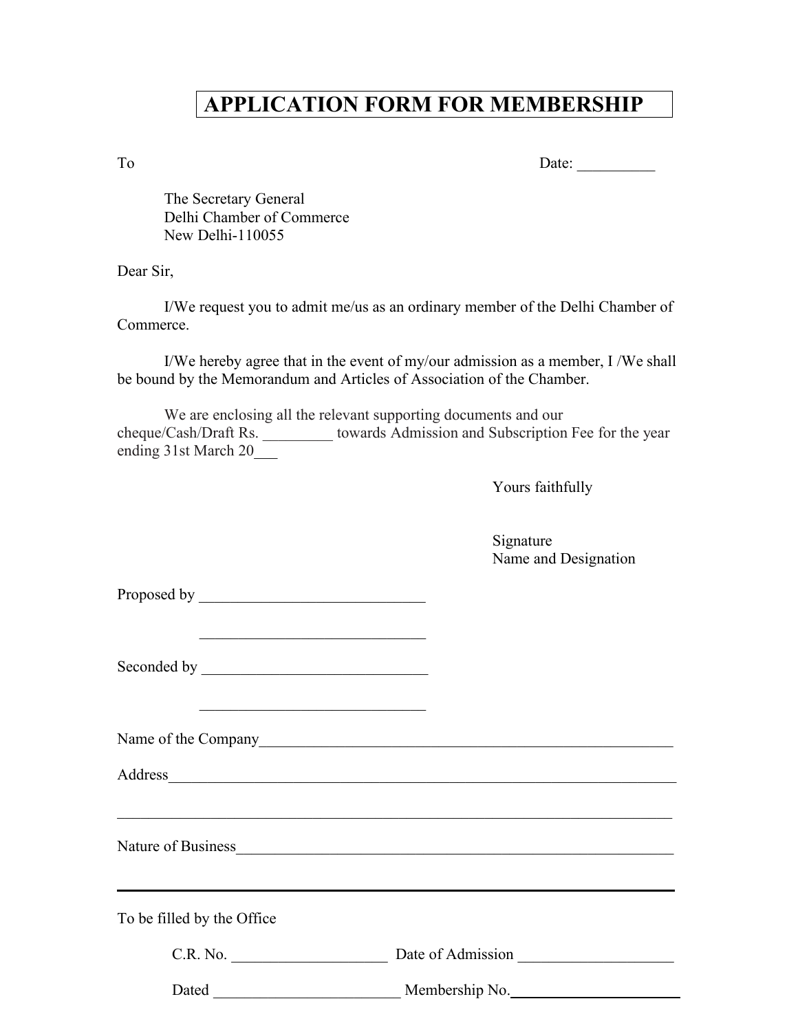# APPLICATION FORM FOR MEMBERSHIP

To Date: __________

The Secretary General
Delhi Chamber of Commerce
New Delhi-110055

Dear Sir,

I/We request you to admit me/us as an ordinary member of the Delhi Chamber of Commerce.

I/We hereby agree that in the event of my/our admission as a member, I /We shall be bound by the Memorandum and Articles of Association of the Chamber.

We are enclosing all the relevant supporting documents and our cheque/Cash/Draft Rs. _________ towards Admission and Subscription Fee for the year ending 31st March 20___

Yours faithfully

Signature
Name and Designation

Proposed by _____________________________

_____________________________

Seconded by _____________________________

_____________________________

Name of the Company_______________________________________________________

Address_________________________________________________________________

_______________________________________________________________________

Nature of Business_________________________________________________________

---

To be filled by the Office

C.R. No. ____________________ Date of Admission ____________________

Dated ________________________ Membership No.______________________